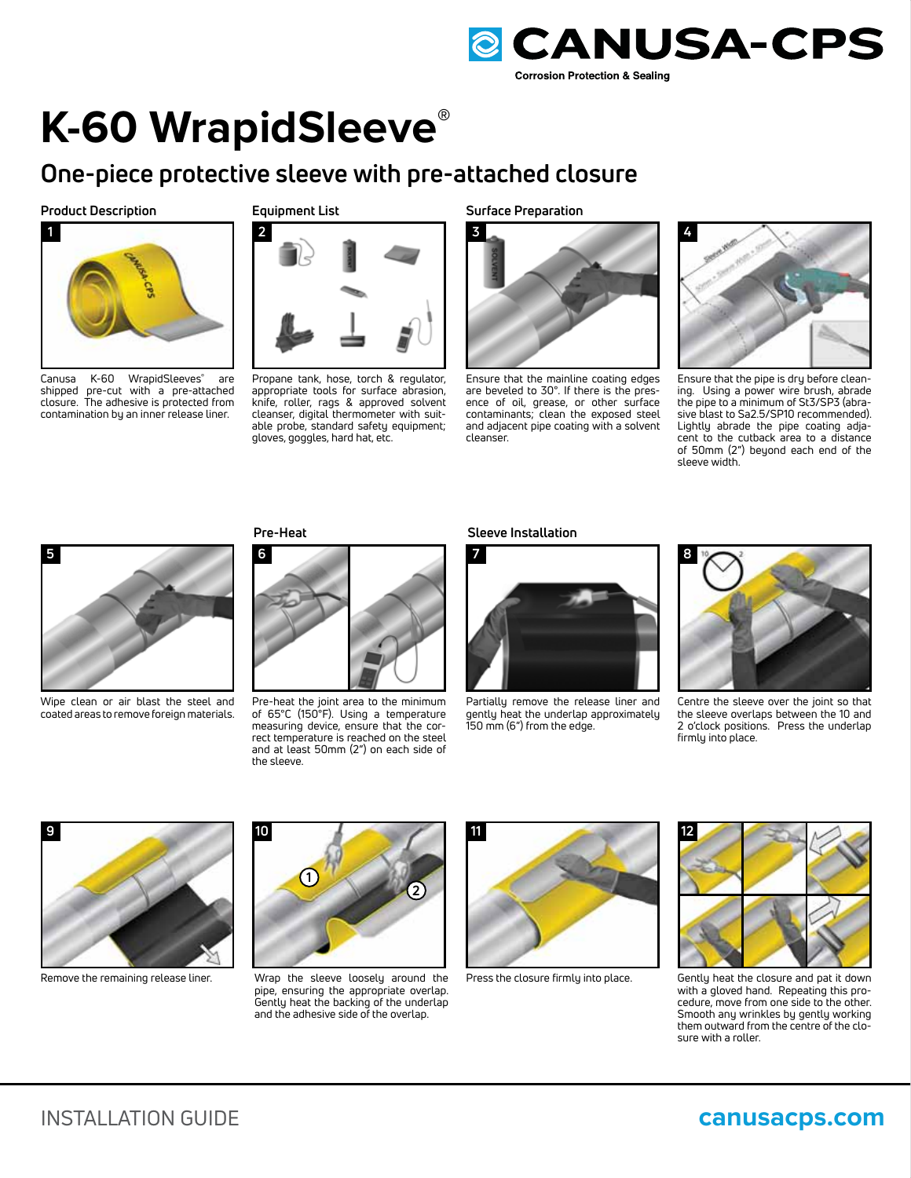# K-60 WrapidSleeve®

## One-piece protective sleeve with pre-attached closure

### Product Description

1

Canusa K-60 WrapidSleeves® are shipped pre-cut with a pre-attached closure. The adhesive is protected from contamination by an inner release liner.

### Equipment List

2

Propane tank, hose, torch & regulator, appropriate tools for surface abrasion, knife, roller, rags & approved solvent cleanser, digital thermometer with suitable probe, standard safety equipment; gloves, goggles, hard hat, etc.

### Surface Preparation

3

Ensure that the mainline coating edges are beveled to 30°. If there is the presence of oil, grease, or other surface contaminants; clean the exposed steel and adjacent pipe coating with a solvent cleanser.

4

Ensure that the pipe is dry before cleaning. Using a power wire brush, abrade the pipe to a minimum of St3/SP3 (abrasive blast to Sa2.5/SP10 recommended). Lightly abrade the pipe coating adjacent to the cutback area to a distance of 50mm (2") beyond each end of the sleeve width.

5

Wipe clean or air blast the steel and coated areas to remove foreign materials.

### Pre-Heat

6

Pre-heat the joint area to the minimum of 65°C (150°F). Using a temperature measuring device, ensure that the correct temperature is reached on the steel and at least 50mm (2") on each side of the sleeve.

### Sleeve Installation

7

Partially remove the release liner and gently heat the underlap approximately 150 mm (6") from the edge.

8

Centre the sleeve over the joint so that the sleeve overlaps between the 10 and 2 o'clock positions. Press the underlap firmly into place.

9

Remove the remaining release liner.

10

Wrap the sleeve loosely around the pipe, ensuring the appropriate overlap. Gently heat the backing of the underlap and the adhesive side of the overlap.

11

Press the closure firmly into place.

12

Gently heat the closure and pat it down with a gloved hand. Repeating this procedure, move from one side to the other. Smooth any wrinkles by gently working them outward from the centre of the closure with a roller.

INSTALLATION GUIDE

canusacps.com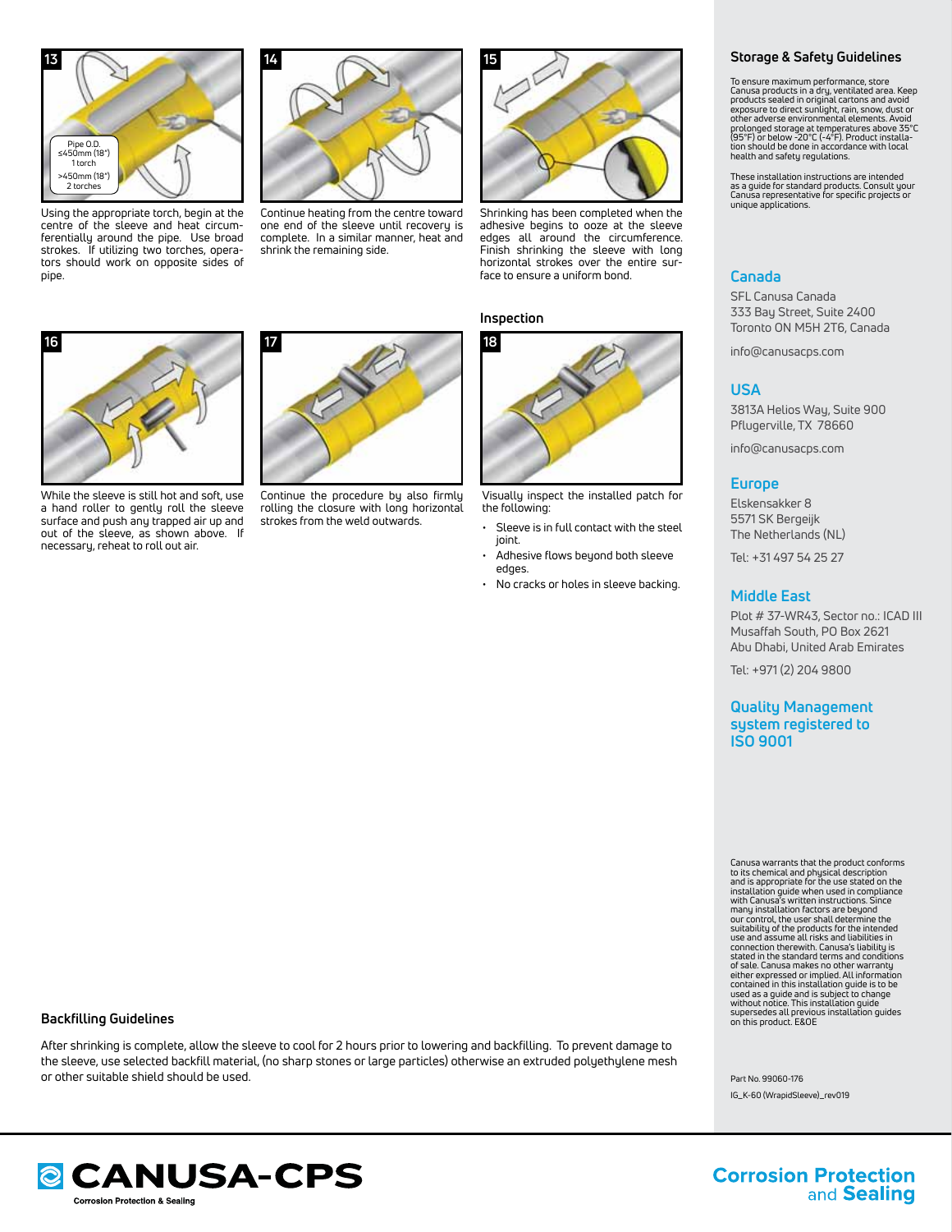13

Pipe O.D. ≤450mm (18") 1 torch

>450mm (18") 2 torches

Using the appropriate torch, begin at the centre of the sleeve and heat circumferentially around the pipe. Use broad strokes. If utilizing two torches, operators should work on opposite sides of pipe.

14

Continue heating from the centre toward one end of the sleeve until recovery is complete. In a similar manner, heat and shrink the remaining side.

15

Shrinking has been completed when the adhesive begins to ooze at the sleeve edges all around the circumference. Finish shrinking the sleeve with long horizontal strokes over the entire surface to ensure a uniform bond.

16

While the sleeve is still hot and soft, use a hand roller to gently roll the sleeve surface and push any trapped air up and out of the sleeve, as shown above. If necessary, reheat to roll out air.

17

Continue the procedure by also firmly rolling the closure with long horizontal strokes from the weld outwards.

## Inspection

18

Visually inspect the installed patch for the following:

- Sleeve is in full contact with the steel joint.
- Adhesive flows beyond both sleeve edges.
- No cracks or holes in sleeve backing.

## Backfilling Guidelines

After shrinking is complete, allow the sleeve to cool for 2 hours prior to lowering and backfilling. To prevent damage to the sleeve, use selected backfill material, (no sharp stones or large particles) otherwise an extruded polyethylene mesh or other suitable shield should be used.

## Storage & Safety Guidelines

To ensure maximum performance, store Canusa products in a dry, ventilated area. Keep products sealed in original cartons and avoid exposure to direct sunlight, rain, snow, dust or other adverse environmental elements. Avoid prolonged storage at temperatures above 35°C (95°F) or below -20°C (-4°F). Product installation should be done in accordance with local health and safety regulations.

These installation instructions are intended as a guide for standard products. Consult your Canusa representative for specific projects or unique applications.

## Canada

SFL Canusa Canada
333 Bay Street, Suite 2400
Toronto ON M5H 2T6, Canada

info@canusacps.com

## USA

3813A Helios Way, Suite 900
Pflugerville, TX 78660

info@canusacps.com

## Europe

Elskensakker 8
5571 SK Bergeijk
The Netherlands (NL)

Tel: +31 497 54 25 27

## Middle East

Plot # 37-WR43, Sector no.: ICAD III
Musaffah South, PO Box 2621
Abu Dhabi, United Arab Emirates

Tel: +971 (2) 204 9800

## Quality Management system registered to ISO 9001

Canusa warrants that the product conforms to its chemical and physical description and is appropriate for the use stated on the installation guide when used in compliance with Canusa's written instructions. Since many installation factors are beyond our control, the user shall determine the suitability of the products for the intended use and assume all risks and liabilities in connection therewith. Canusa's liability is stated in the standard terms and conditions of sale. Canusa makes no other warranty either expressed or implied. All information contained in this installation guide is to be used as a guide and is subject to change without notice. This installation guide supersedes all previous installation guides on this product. E&OE

Part No. 99060-176

IG_K-60 (WrapidSleeve)_rev019

CANUSA-CPS
Corrosion Protection & Sealing

Corrosion Protection and Sealing